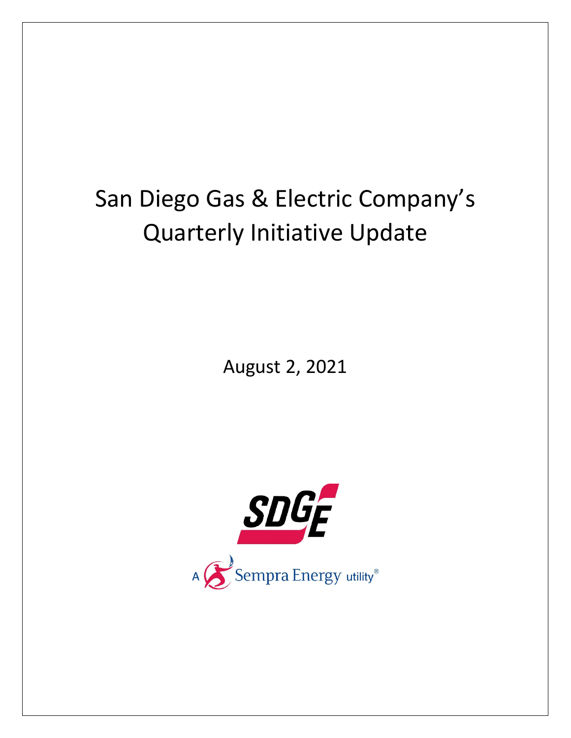# San Diego Gas & Electric Company's Quarterly Initiative Update

August 2, 2021

SDGE

A Sempra Energy utility®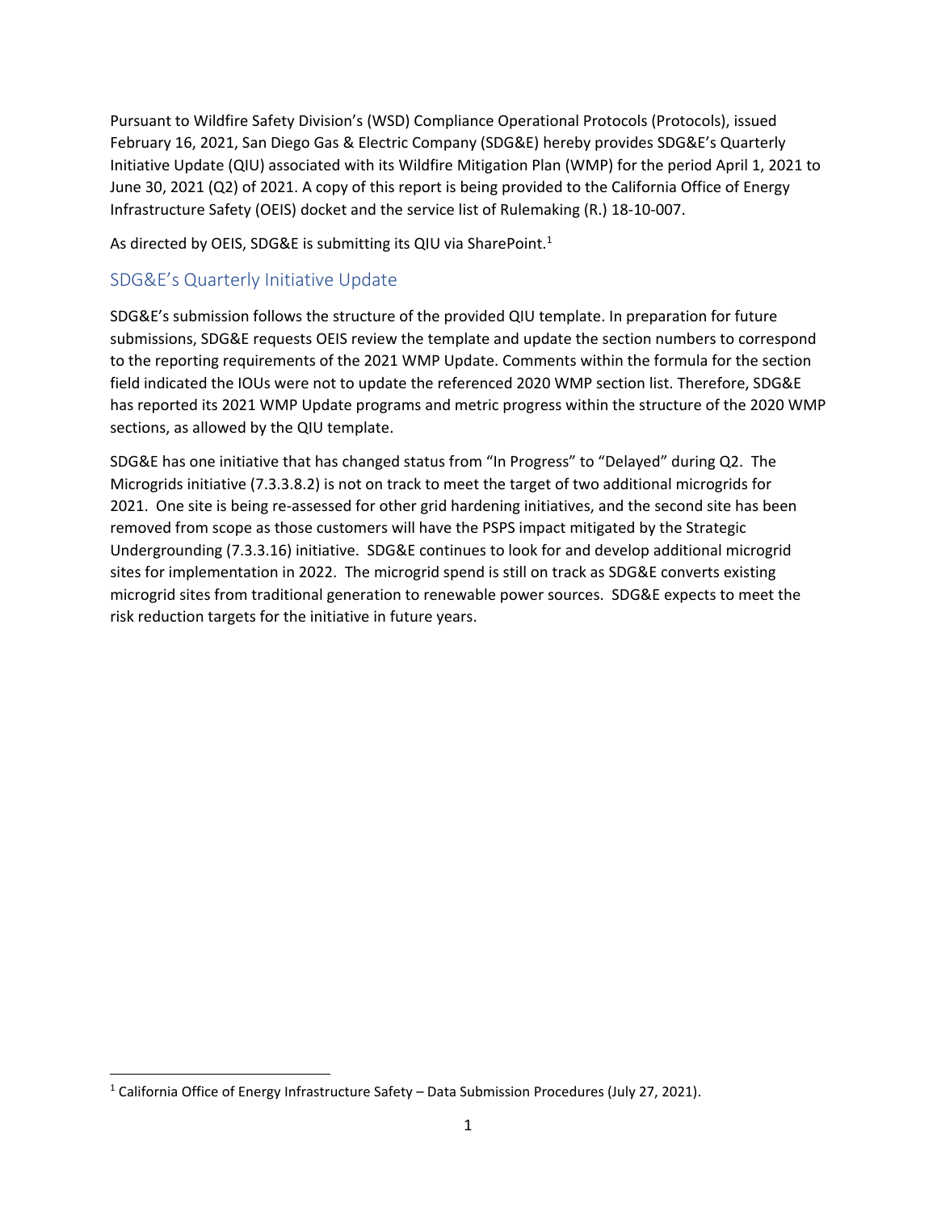Pursuant to Wildfire Safety Division's (WSD) Compliance Operational Protocols (Protocols), issued February 16, 2021, San Diego Gas & Electric Company (SDG&E) hereby provides SDG&E's Quarterly Initiative Update (QIU) associated with its Wildfire Mitigation Plan (WMP) for the period April 1, 2021 to June 30, 2021 (Q2) of 2021. A copy of this report is being provided to the California Office of Energy Infrastructure Safety (OEIS) docket and the service list of Rulemaking (R.) 18-10-007.

As directed by OEIS, SDG&E is submitting its QIU via SharePoint.[1]

## SDG&E's Quarterly Initiative Update

SDG&E's submission follows the structure of the provided QIU template. In preparation for future submissions, SDG&E requests OEIS review the template and update the section numbers to correspond to the reporting requirements of the 2021 WMP Update. Comments within the formula for the section field indicated the IOUs were not to update the referenced 2020 WMP section list. Therefore, SDG&E has reported its 2021 WMP Update programs and metric progress within the structure of the 2020 WMP sections, as allowed by the QIU template.

SDG&E has one initiative that has changed status from "In Progress" to "Delayed" during Q2. The Microgrids initiative (7.3.3.8.2) is not on track to meet the target of two additional microgrids for 2021. One site is being re-assessed for other grid hardening initiatives, and the second site has been removed from scope as those customers will have the PSPS impact mitigated by the Strategic Undergrounding (7.3.3.16) initiative. SDG&E continues to look for and develop additional microgrid sites for implementation in 2022. The microgrid spend is still on track as SDG&E converts existing microgrid sites from traditional generation to renewable power sources. SDG&E expects to meet the risk reduction targets for the initiative in future years.

[1] California Office of Energy Infrastructure Safety – Data Submission Procedures (July 27, 2021).